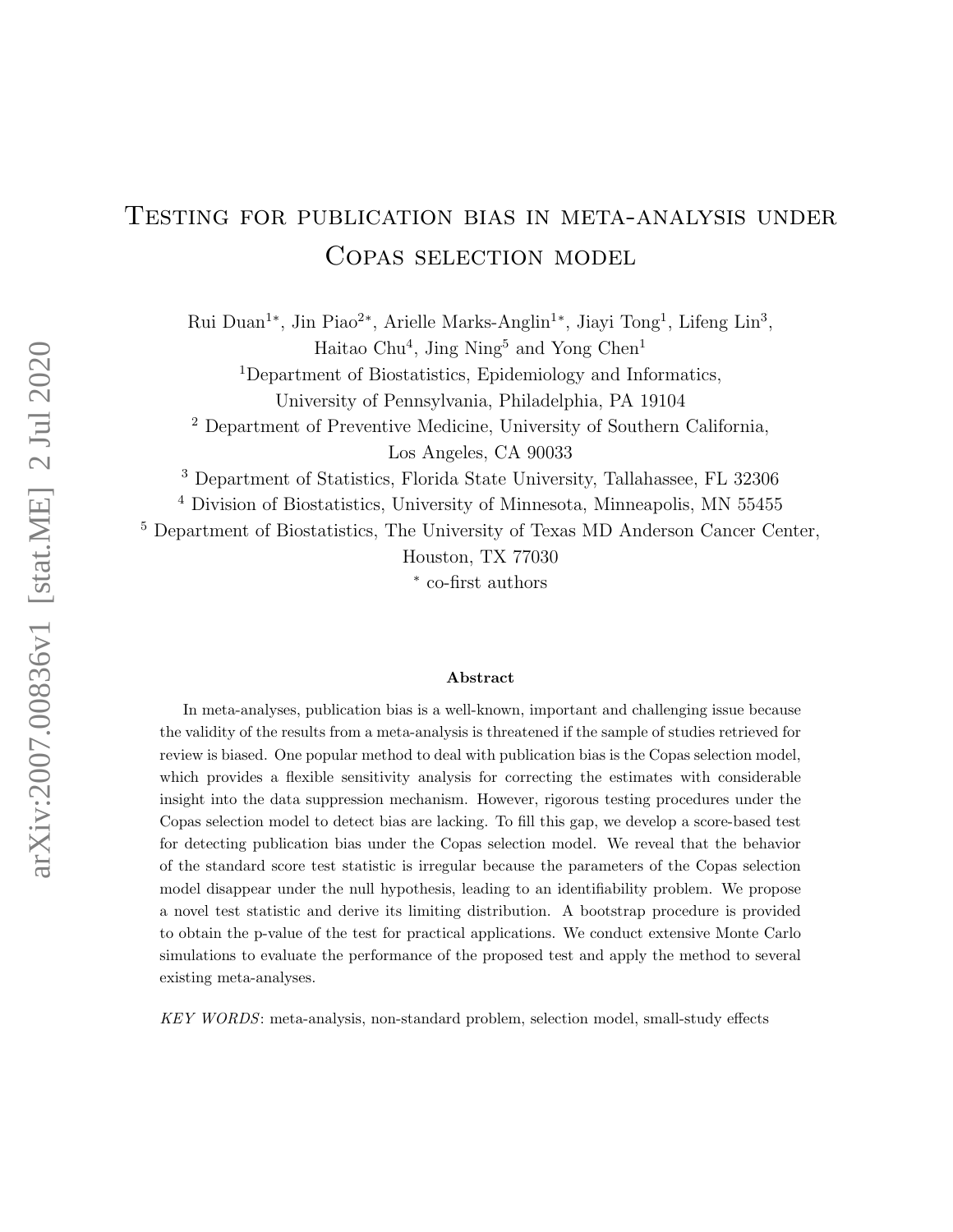# Testing for publication bias in meta-analysis under Copas selection model

Rui Duan[1*], Jin Piao[2*], Arielle Marks-Anglin[1*], Jiayi Tong[1], Lifeng Lin[3], Haitao Chu[4], Jing Ning[5] and Yong Chen[1]

[1]Department of Biostatistics, Epidemiology and Informatics, University of Pennsylvania, Philadelphia, PA 19104

[2] Department of Preventive Medicine, University of Southern California, Los Angeles, CA 90033

[3] Department of Statistics, Florida State University, Tallahassee, FL 32306

[4] Division of Biostatistics, University of Minnesota, Minneapolis, MN 55455

[5] Department of Biostatistics, The University of Texas MD Anderson Cancer Center, Houston, TX 77030

[*] co-first authors

### Abstract

In meta-analyses, publication bias is a well-known, important and challenging issue because the validity of the results from a meta-analysis is threatened if the sample of studies retrieved for review is biased. One popular method to deal with publication bias is the Copas selection model, which provides a flexible sensitivity analysis for correcting the estimates with considerable insight into the data suppression mechanism. However, rigorous testing procedures under the Copas selection model to detect bias are lacking. To fill this gap, we develop a score-based test for detecting publication bias under the Copas selection model. We reveal that the behavior of the standard score test statistic is irregular because the parameters of the Copas selection model disappear under the null hypothesis, leading to an identifiability problem. We propose a novel test statistic and derive its limiting distribution. A bootstrap procedure is provided to obtain the p-value of the test for practical applications. We conduct extensive Monte Carlo simulations to evaluate the performance of the proposed test and apply the method to several existing meta-analyses.

*KEY WORDS*: meta-analysis, non-standard problem, selection model, small-study effects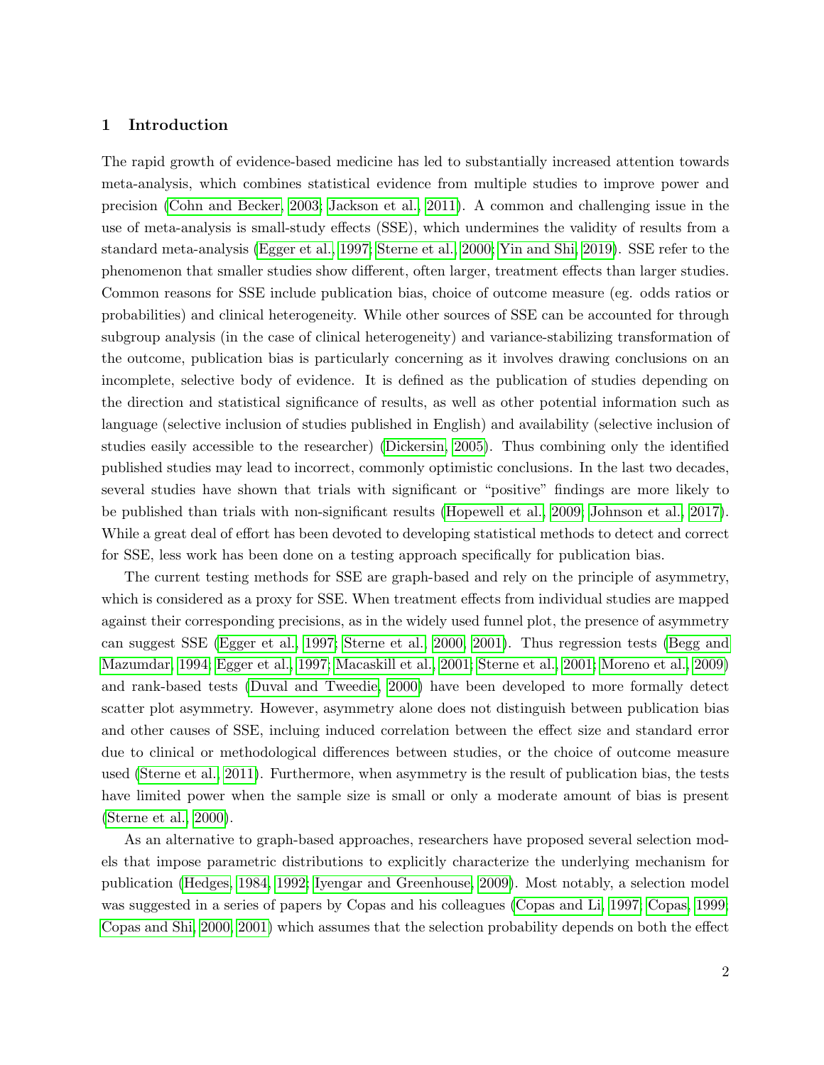## 1 Introduction

The rapid growth of evidence-based medicine has led to substantially increased attention towards meta-analysis, which combines statistical evidence from multiple studies to improve power and precision (Cohn and Becker, 2003; Jackson et al., 2011). A common and challenging issue in the use of meta-analysis is small-study effects (SSE), which undermines the validity of results from a standard meta-analysis (Egger et al., 1997; Sterne et al., 2000; Yin and Shi, 2019). SSE refer to the phenomenon that smaller studies show different, often larger, treatment effects than larger studies. Common reasons for SSE include publication bias, choice of outcome measure (eg. odds ratios or probabilities) and clinical heterogeneity. While other sources of SSE can be accounted for through subgroup analysis (in the case of clinical heterogeneity) and variance-stabilizing transformation of the outcome, publication bias is particularly concerning as it involves drawing conclusions on an incomplete, selective body of evidence. It is defined as the publication of studies depending on the direction and statistical significance of results, as well as other potential information such as language (selective inclusion of studies published in English) and availability (selective inclusion of studies easily accessible to the researcher) (Dickersin, 2005). Thus combining only the identified published studies may lead to incorrect, commonly optimistic conclusions. In the last two decades, several studies have shown that trials with significant or "positive" findings are more likely to be published than trials with non-significant results (Hopewell et al., 2009; Johnson et al., 2017). While a great deal of effort has been devoted to developing statistical methods to detect and correct for SSE, less work has been done on a testing approach specifically for publication bias.

The current testing methods for SSE are graph-based and rely on the principle of asymmetry, which is considered as a proxy for SSE. When treatment effects from individual studies are mapped against their corresponding precisions, as in the widely used funnel plot, the presence of asymmetry can suggest SSE (Egger et al., 1997; Sterne et al., 2000, 2001). Thus regression tests (Begg and Mazumdar, 1994; Egger et al., 1997; Macaskill et al., 2001; Sterne et al., 2001; Moreno et al., 2009) and rank-based tests (Duval and Tweedie, 2000) have been developed to more formally detect scatter plot asymmetry. However, asymmetry alone does not distinguish between publication bias and other causes of SSE, incluing induced correlation between the effect size and standard error due to clinical or methodological differences between studies, or the choice of outcome measure used (Sterne et al., 2011). Furthermore, when asymmetry is the result of publication bias, the tests have limited power when the sample size is small or only a moderate amount of bias is present (Sterne et al., 2000).

As an alternative to graph-based approaches, researchers have proposed several selection models that impose parametric distributions to explicitly characterize the underlying mechanism for publication (Hedges, 1984, 1992; Iyengar and Greenhouse, 2009). Most notably, a selection model was suggested in a series of papers by Copas and his colleagues (Copas and Li, 1997; Copas, 1999; Copas and Shi, 2000, 2001) which assumes that the selection probability depends on both the effect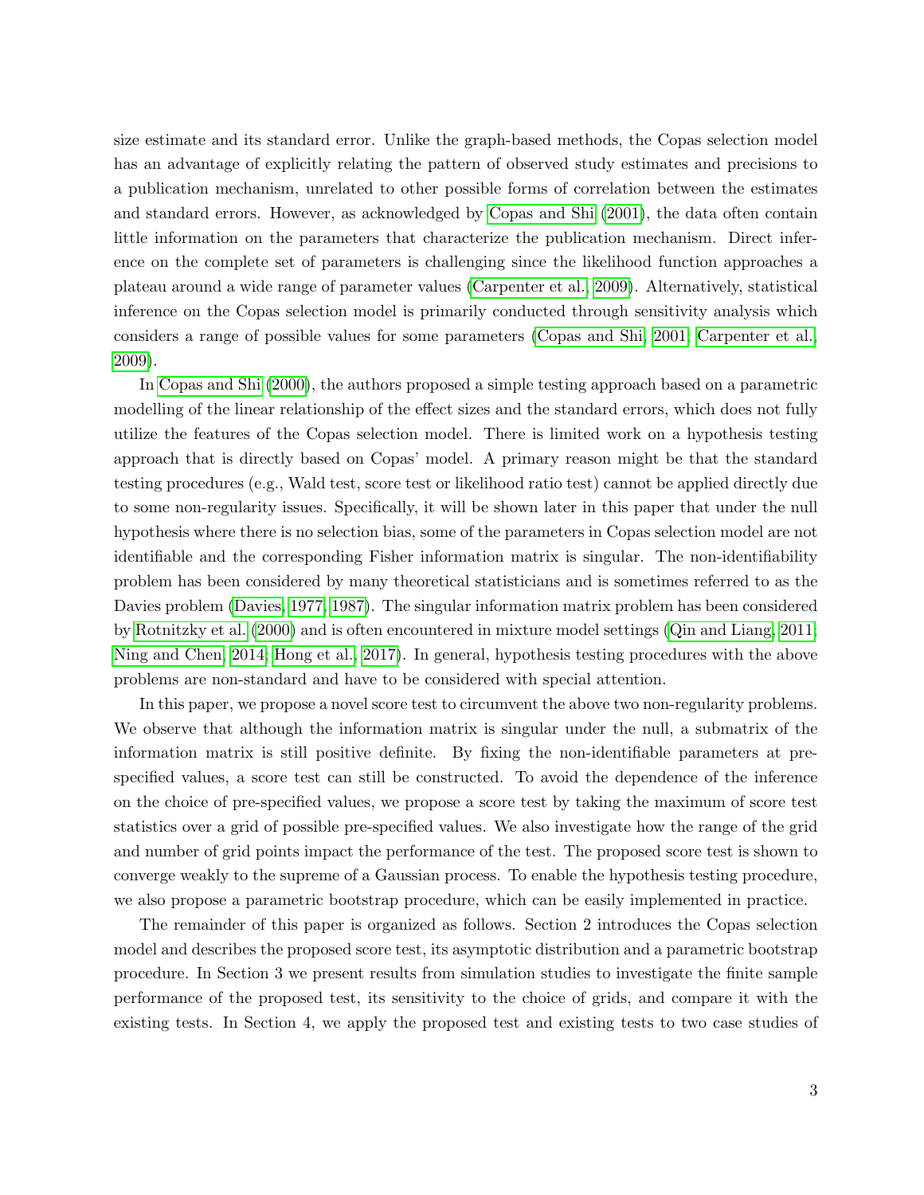size estimate and its standard error. Unlike the graph-based methods, the Copas selection model has an advantage of explicitly relating the pattern of observed study estimates and precisions to a publication mechanism, unrelated to other possible forms of correlation between the estimates and standard errors. However, as acknowledged by Copas and Shi (2001), the data often contain little information on the parameters that characterize the publication mechanism. Direct inference on the complete set of parameters is challenging since the likelihood function approaches a plateau around a wide range of parameter values (Carpenter et al., 2009). Alternatively, statistical inference on the Copas selection model is primarily conducted through sensitivity analysis which considers a range of possible values for some parameters (Copas and Shi, 2001; Carpenter et al., 2009).

In Copas and Shi (2000), the authors proposed a simple testing approach based on a parametric modelling of the linear relationship of the effect sizes and the standard errors, which does not fully utilize the features of the Copas selection model. There is limited work on a hypothesis testing approach that is directly based on Copas' model. A primary reason might be that the standard testing procedures (e.g., Wald test, score test or likelihood ratio test) cannot be applied directly due to some non-regularity issues. Specifically, it will be shown later in this paper that under the null hypothesis where there is no selection bias, some of the parameters in Copas selection model are not identifiable and the corresponding Fisher information matrix is singular. The non-identifiability problem has been considered by many theoretical statisticians and is sometimes referred to as the Davies problem (Davies, 1977, 1987). The singular information matrix problem has been considered by Rotnitzky et al. (2000) and is often encountered in mixture model settings (Qin and Liang, 2011; Ning and Chen, 2014; Hong et al., 2017). In general, hypothesis testing procedures with the above problems are non-standard and have to be considered with special attention.

In this paper, we propose a novel score test to circumvent the above two non-regularity problems. We observe that although the information matrix is singular under the null, a submatrix of the information matrix is still positive definite. By fixing the non-identifiable parameters at pre-specified values, a score test can still be constructed. To avoid the dependence of the inference on the choice of pre-specified values, we propose a score test by taking the maximum of score test statistics over a grid of possible pre-specified values. We also investigate how the range of the grid and number of grid points impact the performance of the test. The proposed score test is shown to converge weakly to the supreme of a Gaussian process. To enable the hypothesis testing procedure, we also propose a parametric bootstrap procedure, which can be easily implemented in practice.

The remainder of this paper is organized as follows. Section 2 introduces the Copas selection model and describes the proposed score test, its asymptotic distribution and a parametric bootstrap procedure. In Section 3 we present results from simulation studies to investigate the finite sample performance of the proposed test, its sensitivity to the choice of grids, and compare it with the existing tests. In Section 4, we apply the proposed test and existing tests to two case studies of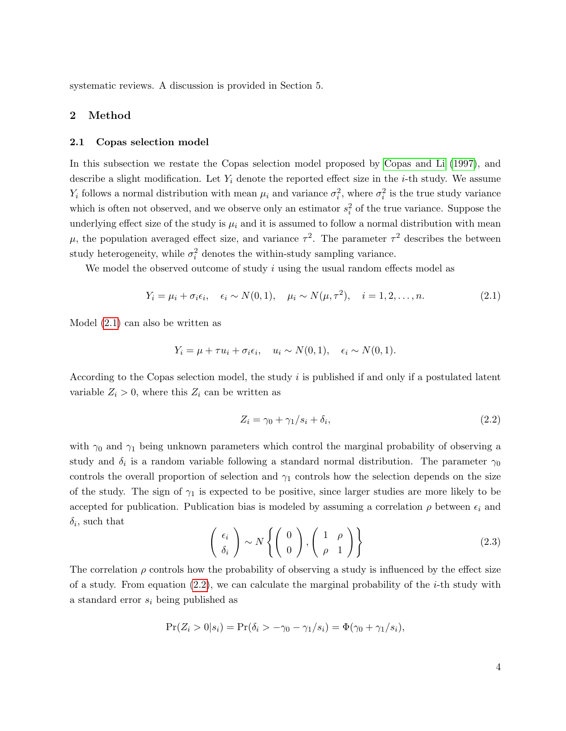systematic reviews. A discussion is provided in Section 5.

## 2 Method

### 2.1 Copas selection model

In this subsection we restate the Copas selection model proposed by Copas and Li (1997), and describe a slight modification. Let $Y_i$ denote the reported effect size in the $i$-th study. We assume $Y_i$ follows a normal distribution with mean $\mu_i$ and variance $\sigma_i^2$, where $\sigma_i^2$ is the true study variance which is often not observed, and we observe only an estimator $s_i^2$ of the true variance. Suppose the underlying effect size of the study is $\mu_i$ and it is assumed to follow a normal distribution with mean $\mu$, the population averaged effect size, and variance $\tau^2$. The parameter $\tau^2$ describes the between study heterogeneity, while $\sigma_i^2$ denotes the within-study sampling variance.

We model the observed outcome of study $i$ using the usual random effects model as

$$Y_i = \mu_i + \sigma_i \epsilon_i, \quad \epsilon_i \sim N(0,1), \quad \mu_i \sim N(\mu, \tau^2), \quad i = 1, 2, \ldots, n. \tag{2.1}$$

Model (2.1) can also be written as

$$Y_i = \mu + \tau u_i + \sigma_i \epsilon_i, \quad u_i \sim N(0,1), \quad \epsilon_i \sim N(0,1).$$

According to the Copas selection model, the study $i$ is published if and only if a postulated latent variable $Z_i > 0$, where this $Z_i$ can be written as

$$Z_i = \gamma_0 + \gamma_1 / s_i + \delta_i, \tag{2.2}$$

with $\gamma_0$ and $\gamma_1$ being unknown parameters which control the marginal probability of observing a study and $\delta_i$ is a random variable following a standard normal distribution. The parameter $\gamma_0$ controls the overall proportion of selection and $\gamma_1$ controls how the selection depends on the size of the study. The sign of $\gamma_1$ is expected to be positive, since larger studies are more likely to be accepted for publication. Publication bias is modeled by assuming a correlation $\rho$ between $\epsilon_i$ and $\delta_i$, such that

$$\begin{pmatrix} \epsilon_i \\ \delta_i \end{pmatrix} \sim N\left\{ \begin{pmatrix} 0 \\ 0 \end{pmatrix}, \begin{pmatrix} 1 & \rho \\ \rho & 1 \end{pmatrix} \right\} \tag{2.3}$$

The correlation $\rho$ controls how the probability of observing a study is influenced by the effect size of a study. From equation (2.2), we can calculate the marginal probability of the $i$-th study with a standard error $s_i$ being published as

$$\Pr(Z_i > 0 | s_i) = \Pr(\delta_i > -\gamma_0 - \gamma_1 / s_i) = \Phi(\gamma_0 + \gamma_1 / s_i),$$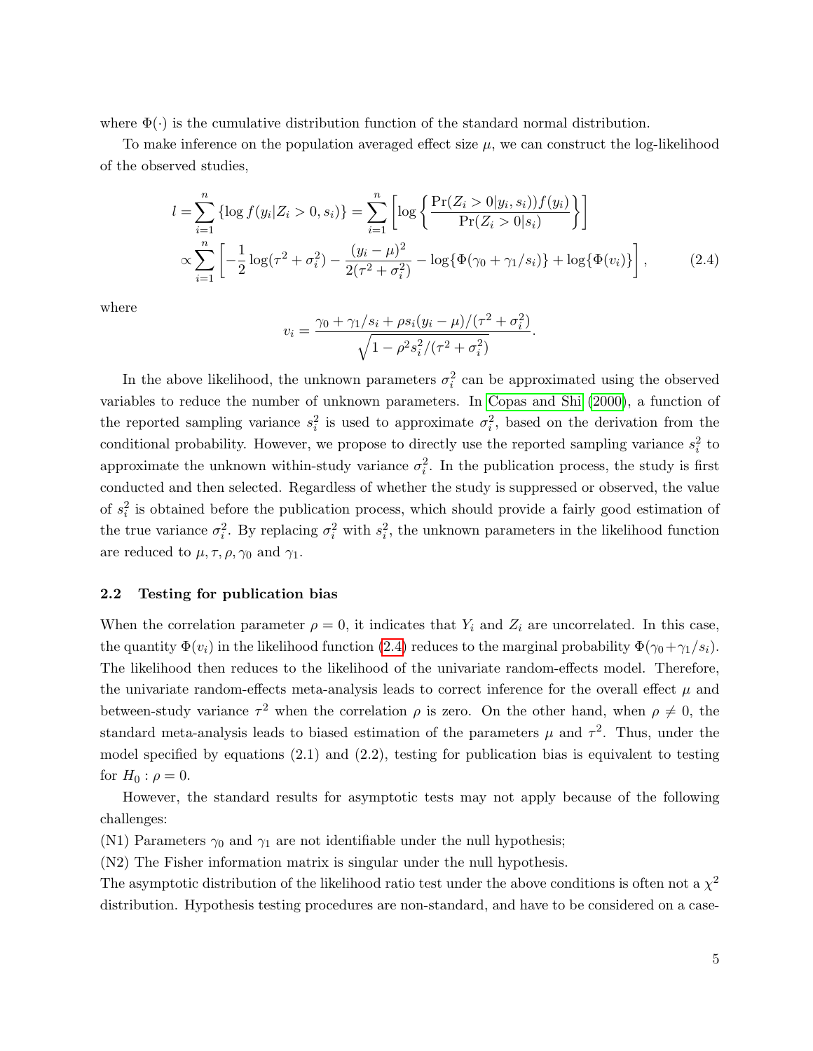where $\Phi(\cdot)$ is the cumulative distribution function of the standard normal distribution.

To make inference on the population averaged effect size $\mu$, we can construct the log-likelihood of the observed studies,

$$
\begin{aligned}
l &= \sum_{i=1}^{n} \{\log f(y_i|Z_i > 0, s_i)\} = \sum_{i=1}^{n} \left[ \log \left\{ \frac{\Pr(Z_i > 0|y_i, s_i)) f(y_i)}{\Pr(Z_i > 0|s_i)} \right\} \right] \\
&\propto \sum_{i=1}^{n} \left[ -\frac{1}{2} \log(\tau^2 + \sigma_i^2) - \frac{(y_i - \mu)^2}{2(\tau^2 + \sigma_i^2)} - \log\{\Phi(\gamma_0 + \gamma_1/s_i)\} + \log\{\Phi(v_i)\} \right], \qquad (2.4)
\end{aligned}
$$

where

$$
v_i = \frac{\gamma_0 + \gamma_1/s_i + \rho s_i (y_i - \mu)/(\tau^2 + \sigma_i^2)}{\sqrt{1 - \rho^2 s_i^2/(\tau^2 + \sigma_i^2)}}.
$$

In the above likelihood, the unknown parameters $\sigma_i^2$ can be approximated using the observed variables to reduce the number of unknown parameters. In Copas and Shi (2000), a function of the reported sampling variance $s_i^2$ is used to approximate $\sigma_i^2$, based on the derivation from the conditional probability. However, we propose to directly use the reported sampling variance $s_i^2$ to approximate the unknown within-study variance $\sigma_i^2$. In the publication process, the study is first conducted and then selected. Regardless of whether the study is suppressed or observed, the value of $s_i^2$ is obtained before the publication process, which should provide a fairly good estimation of the true variance $\sigma_i^2$. By replacing $\sigma_i^2$ with $s_i^2$, the unknown parameters in the likelihood function are reduced to $\mu, \tau, \rho, \gamma_0$ and $\gamma_1$.

### 2.2 Testing for publication bias

When the correlation parameter $\rho = 0$, it indicates that $Y_i$ and $Z_i$ are uncorrelated. In this case, the quantity $\Phi(v_i)$ in the likelihood function (2.4) reduces to the marginal probability $\Phi(\gamma_0 + \gamma_1/s_i)$. The likelihood then reduces to the likelihood of the univariate random-effects model. Therefore, the univariate random-effects meta-analysis leads to correct inference for the overall effect $\mu$ and between-study variance $\tau^2$ when the correlation $\rho$ is zero. On the other hand, when $\rho \neq 0$, the standard meta-analysis leads to biased estimation of the parameters $\mu$ and $\tau^2$. Thus, under the model specified by equations (2.1) and (2.2), testing for publication bias is equivalent to testing for $H_0 : \rho = 0$.

However, the standard results for asymptotic tests may not apply because of the following challenges:

(N1) Parameters $\gamma_0$ and $\gamma_1$ are not identifiable under the null hypothesis;

(N2) The Fisher information matrix is singular under the null hypothesis.

The asymptotic distribution of the likelihood ratio test under the above conditions is often not a $\chi^2$ distribution. Hypothesis testing procedures are non-standard, and have to be considered on a case-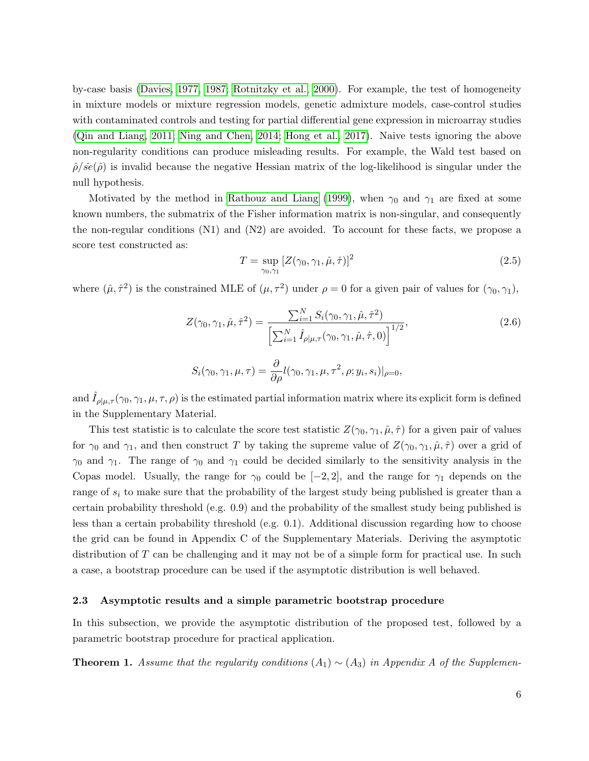by-case basis (Davies, 1977, 1987; Rotnitzky et al., 2000). For example, the test of homogeneity in mixture models or mixture regression models, genetic admixture models, case-control studies with contaminated controls and testing for partial differential gene expression in microarray studies (Qin and Liang, 2011; Ning and Chen, 2014; Hong et al., 2017). Naive tests ignoring the above non-regularity conditions can produce misleading results. For example, the Wald test based on $\hat{\rho}/\hat{se}(\hat{\rho})$ is invalid because the negative Hessian matrix of the log-likelihood is singular under the null hypothesis.

Motivated by the method in Rathouz and Liang (1999), when $\gamma_0$ and $\gamma_1$ are fixed at some known numbers, the submatrix of the Fisher information matrix is non-singular, and consequently the non-regular conditions (N1) and (N2) are avoided. To account for these facts, we propose a score test constructed as:

$$T = \sup_{\gamma_0, \gamma_1} [Z(\gamma_0, \gamma_1, \hat{\mu}, \hat{\tau})]^2 \tag{2.5}$$

where $(\hat{\mu}, \hat{\tau}^2)$ is the constrained MLE of $(\mu, \tau^2)$ under $\rho = 0$ for a given pair of values for $(\gamma_0, \gamma_1)$,

$$Z(\gamma_0, \gamma_1, \hat{\mu}, \hat{\tau}^2) = \frac{\sum_{i=1}^{N} S_i(\gamma_0, \gamma_1, \hat{\mu}, \hat{\tau}^2)}{\left[\sum_{i=1}^{N} \hat{I}_{\rho|\mu,\tau}(\gamma_0, \gamma_1, \hat{\mu}, \hat{\tau}, 0)\right]^{1/2}}, \tag{2.6}$$

$$S_i(\gamma_0, \gamma_1, \mu, \tau) = \frac{\partial}{\partial \rho} l(\gamma_0, \gamma_1, \mu, \tau^2, \rho; y_i, s_i)|_{\rho=0},$$

and $\hat{I}_{\rho|\mu,\tau}(\gamma_0, \gamma_1, \mu, \tau, \rho)$ is the estimated partial information matrix where its explicit form is defined in the Supplementary Material.

This test statistic is to calculate the score test statistic $Z(\gamma_0, \gamma_1, \hat{\mu}, \hat{\tau})$ for a given pair of values for $\gamma_0$ and $\gamma_1$, and then construct $T$ by taking the supreme value of $Z(\gamma_0, \gamma_1, \hat{\mu}, \hat{\tau})$ over a grid of $\gamma_0$ and $\gamma_1$. The range of $\gamma_0$ and $\gamma_1$ could be decided similarly to the sensitivity analysis in the Copas model. Usually, the range for $\gamma_0$ could be $[-2, 2]$, and the range for $\gamma_1$ depends on the range of $s_i$ to make sure that the probability of the largest study being published is greater than a certain probability threshold (e.g. 0.9) and the probability of the smallest study being published is less than a certain probability threshold (e.g. 0.1). Additional discussion regarding how to choose the grid can be found in Appendix C of the Supplementary Materials. Deriving the asymptotic distribution of $T$ can be challenging and it may not be of a simple form for practical use. In such a case, a bootstrap procedure can be used if the asymptotic distribution is well behaved.

### 2.3 Asymptotic results and a simple parametric bootstrap procedure

In this subsection, we provide the asymptotic distribution of the proposed test, followed by a parametric bootstrap procedure for practical application.

**Theorem 1.** *Assume that the regularity conditions $(A_1) \sim (A_3)$ in Appendix A of the Supplemen-*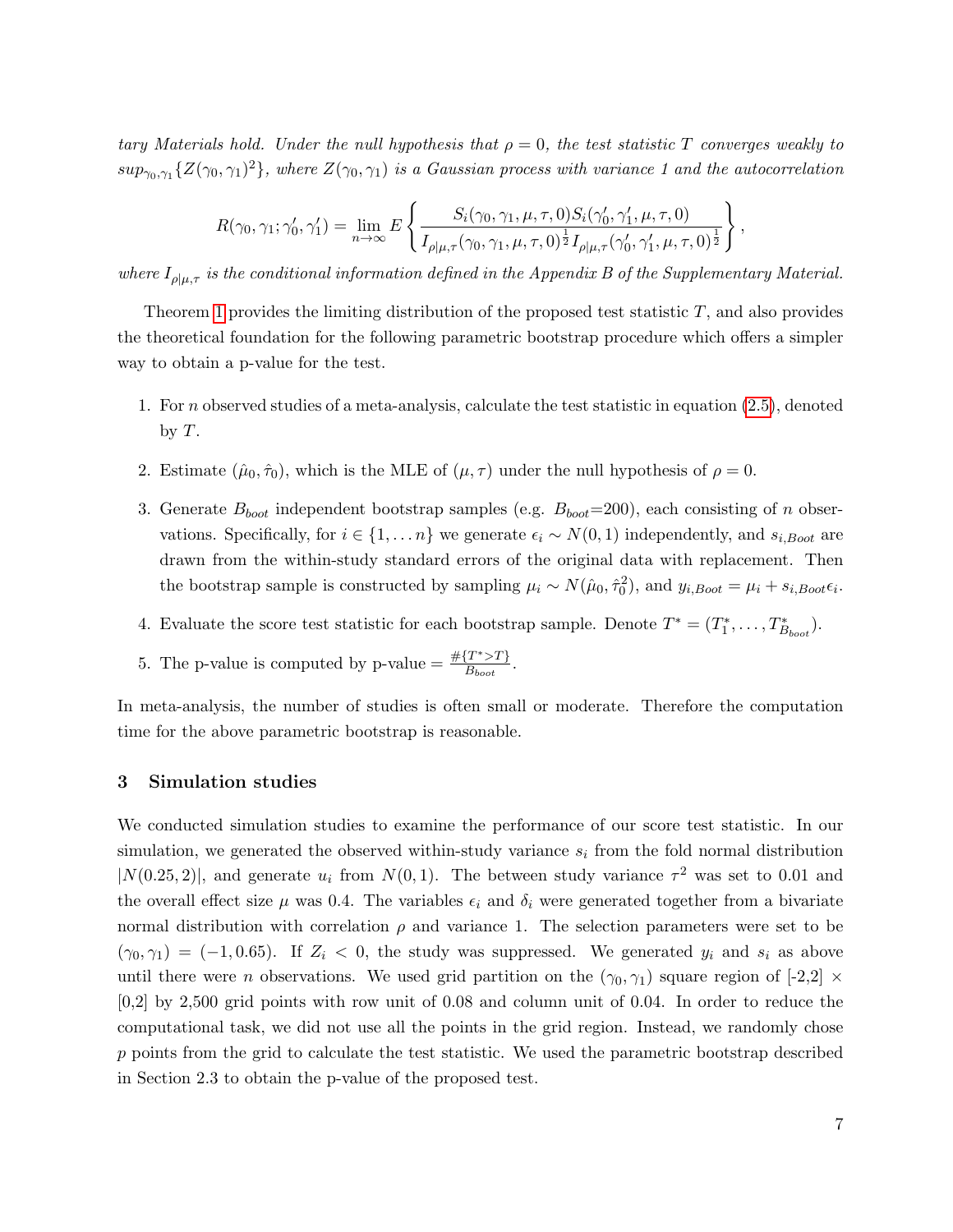*tary Materials hold. Under the null hypothesis that $\rho = 0$, the test statistic $T$ converges weakly to $sup_{\gamma_0,\gamma_1}\{Z(\gamma_0, \gamma_1)^2\}$, where $Z(\gamma_0, \gamma_1)$ is a Gaussian process with variance 1 and the autocorrelation*

$$R(\gamma_0, \gamma_1; \gamma_0', \gamma_1') = \lim_{n\to\infty} E\left\{ \frac{S_i(\gamma_0, \gamma_1, \mu, \tau, 0) S_i(\gamma_0', \gamma_1', \mu, \tau, 0)}{I_{\rho|\mu,\tau}(\gamma_0, \gamma_1, \mu, \tau, 0)^{\frac{1}{2}} I_{\rho|\mu,\tau}(\gamma_0', \gamma_1', \mu, \tau, 0)^{\frac{1}{2}}} \right\},$$

*where $I_{\rho|\mu,\tau}$ is the conditional information defined in the Appendix B of the Supplementary Material.*

Theorem 1 provides the limiting distribution of the proposed test statistic $T$, and also provides the theoretical foundation for the following parametric bootstrap procedure which offers a simpler way to obtain a p-value for the test.

1. For $n$ observed studies of a meta-analysis, calculate the test statistic in equation (2.5), denoted by $T$.
2. Estimate $(\hat{\mu}_0, \hat{\tau}_0)$, which is the MLE of $(\mu, \tau)$ under the null hypothesis of $\rho = 0$.
3. Generate $B_{boot}$ independent bootstrap samples (e.g. $B_{boot}$=200), each consisting of $n$ observations. Specifically, for $i \in \{1, \ldots n\}$ we generate $\epsilon_i \sim N(0, 1)$ independently, and $s_{i,Boot}$ are drawn from the within-study standard errors of the original data with replacement. Then the bootstrap sample is constructed by sampling $\mu_i \sim N(\hat{\mu}_0, \hat{\tau}_0^2)$, and $y_{i,Boot} = \mu_i + s_{i,Boot}\epsilon_i$.
4. Evaluate the score test statistic for each bootstrap sample. Denote $T^* = (T_1^*, \ldots, T_{B_{boot}}^*)$.
5. The p-value is computed by p-value $= \frac{\#\{T^* > T\}}{B_{boot}}$.

In meta-analysis, the number of studies is often small or moderate. Therefore the computation time for the above parametric bootstrap is reasonable.

## 3 Simulation studies

We conducted simulation studies to examine the performance of our score test statistic. In our simulation, we generated the observed within-study variance $s_i$ from the fold normal distribution $|N(0.25, 2)|$, and generate $u_i$ from $N(0, 1)$. The between study variance $\tau^2$ was set to 0.01 and the overall effect size $\mu$ was 0.4. The variables $\epsilon_i$ and $\delta_i$ were generated together from a bivariate normal distribution with correlation $\rho$ and variance 1. The selection parameters were set to be $(\gamma_0, \gamma_1) = (-1, 0.65)$. If $Z_i < 0$, the study was suppressed. We generated $y_i$ and $s_i$ as above until there were $n$ observations. We used grid partition on the $(\gamma_0, \gamma_1)$ square region of [-2,2] $\times$ [0,2] by 2,500 grid points with row unit of 0.08 and column unit of 0.04. In order to reduce the computational task, we did not use all the points in the grid region. Instead, we randomly chose $p$ points from the grid to calculate the test statistic. We used the parametric bootstrap described in Section 2.3 to obtain the p-value of the proposed test.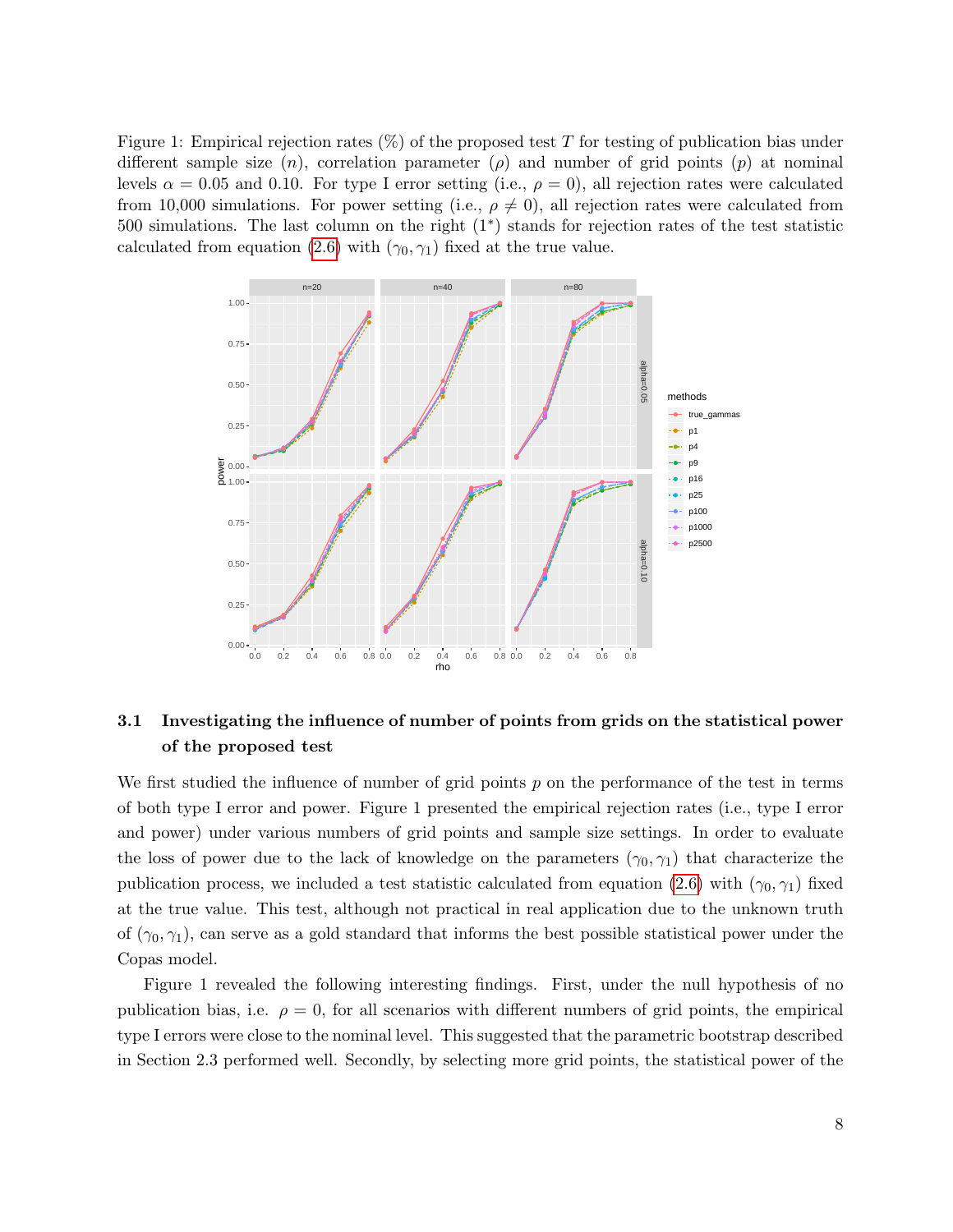Figure 1: Empirical rejection rates (%) of the proposed test $T$ for testing of publication bias under different sample size ($n$), correlation parameter ($\rho$) and number of grid points ($p$) at nominal levels $\alpha = 0.05$ and 0.10. For type I error setting (i.e., $\rho = 0$), all rejection rates were calculated from 10,000 simulations. For power setting (i.e., $\rho \neq 0$), all rejection rates were calculated from 500 simulations. The last column on the right ($1^*$) stands for rejection rates of the test statistic calculated from equation (2.6) with $(\gamma_0, \gamma_1)$ fixed at the true value.

### 3.1 Investigating the influence of number of points from grids on the statistical power of the proposed test

We first studied the influence of number of grid points $p$ on the performance of the test in terms of both type I error and power. Figure 1 presented the empirical rejection rates (i.e., type I error and power) under various numbers of grid points and sample size settings. In order to evaluate the loss of power due to the lack of knowledge on the parameters $(\gamma_0, \gamma_1)$ that characterize the publication process, we included a test statistic calculated from equation (2.6) with $(\gamma_0, \gamma_1)$ fixed at the true value. This test, although not practical in real application due to the unknown truth of $(\gamma_0, \gamma_1)$, can serve as a gold standard that informs the best possible statistical power under the Copas model.

Figure 1 revealed the following interesting findings. First, under the null hypothesis of no publication bias, i.e. $\rho = 0$, for all scenarios with different numbers of grid points, the empirical type I errors were close to the nominal level. This suggested that the parametric bootstrap described in Section 2.3 performed well. Secondly, by selecting more grid points, the statistical power of the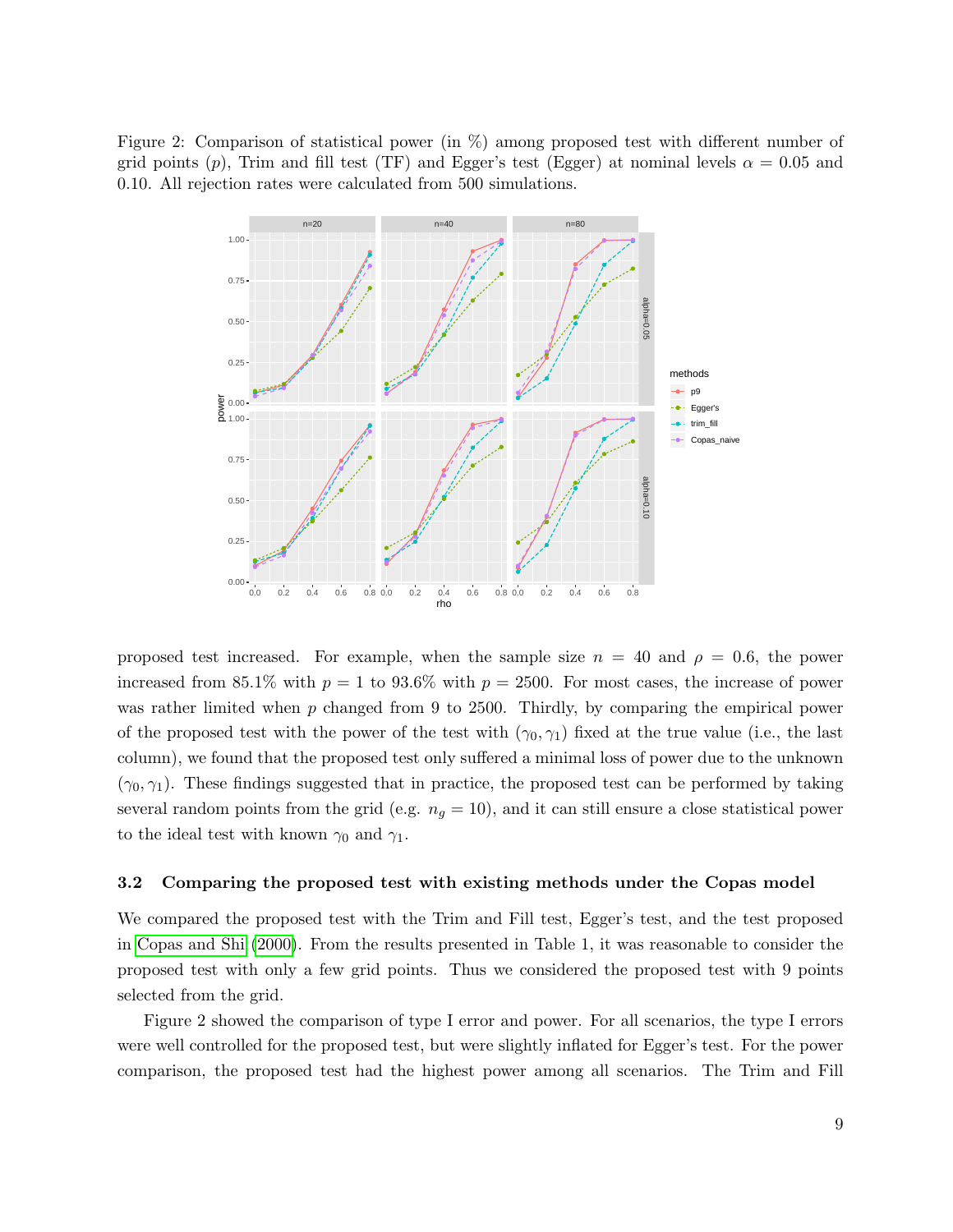Figure 2: Comparison of statistical power (in %) among proposed test with different number of grid points ($p$), Trim and fill test (TF) and Egger's test (Egger) at nominal levels $\alpha = 0.05$ and 0.10. All rejection rates were calculated from 500 simulations.

proposed test increased. For example, when the sample size $n = 40$ and $\rho = 0.6$, the power increased from 85.1% with $p = 1$ to 93.6% with $p = 2500$. For most cases, the increase of power was rather limited when $p$ changed from 9 to 2500. Thirdly, by comparing the empirical power of the proposed test with the power of the test with $(\gamma_0, \gamma_1)$ fixed at the true value (i.e., the last column), we found that the proposed test only suffered a minimal loss of power due to the unknown $(\gamma_0, \gamma_1)$. These findings suggested that in practice, the proposed test can be performed by taking several random points from the grid (e.g. $n_g = 10$), and it can still ensure a close statistical power to the ideal test with known $\gamma_0$ and $\gamma_1$.

### 3.2 Comparing the proposed test with existing methods under the Copas model

We compared the proposed test with the Trim and Fill test, Egger's test, and the test proposed in Copas and Shi (2000). From the results presented in Table 1, it was reasonable to consider the proposed test with only a few grid points. Thus we considered the proposed test with 9 points selected from the grid.

Figure 2 showed the comparison of type I error and power. For all scenarios, the type I errors were well controlled for the proposed test, but were slightly inflated for Egger's test. For the power comparison, the proposed test had the highest power among all scenarios. The Trim and Fill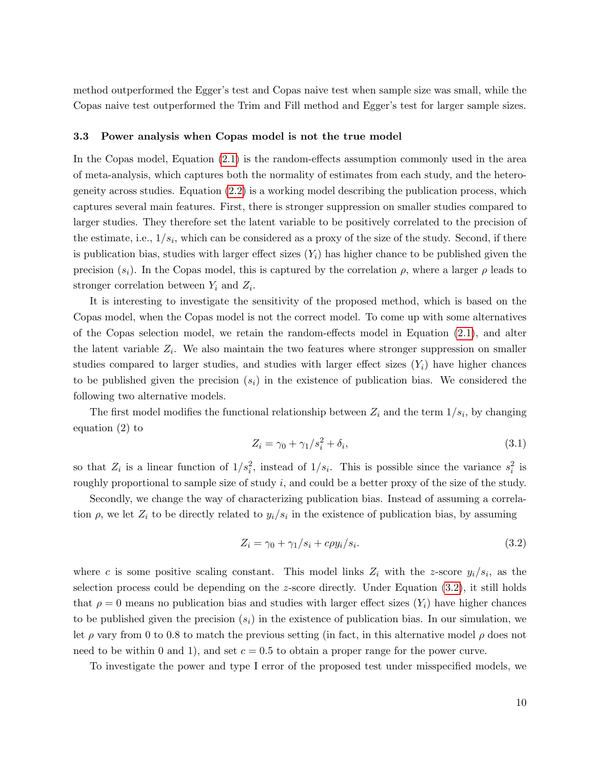method outperformed the Egger's test and Copas naive test when sample size was small, while the Copas naive test outperformed the Trim and Fill method and Egger's test for larger sample sizes.

### 3.3 Power analysis when Copas model is not the true model

In the Copas model, Equation (2.1) is the random-effects assumption commonly used in the area of meta-analysis, which captures both the normality of estimates from each study, and the heterogeneity across studies. Equation (2.2) is a working model describing the publication process, which captures several main features. First, there is stronger suppression on smaller studies compared to larger studies. They therefore set the latent variable to be positively correlated to the precision of the estimate, i.e., $1/s_i$, which can be considered as a proxy of the size of the study. Second, if there is publication bias, studies with larger effect sizes ($Y_i$) has higher chance to be published given the precision ($s_i$). In the Copas model, this is captured by the correlation $\rho$, where a larger $\rho$ leads to stronger correlation between $Y_i$ and $Z_i$.

It is interesting to investigate the sensitivity of the proposed method, which is based on the Copas model, when the Copas model is not the correct model. To come up with some alternatives of the Copas selection model, we retain the random-effects model in Equation (2.1), and alter the latent variable $Z_i$. We also maintain the two features where stronger suppression on smaller studies compared to larger studies, and studies with larger effect sizes ($Y_i$) have higher chances to be published given the precision ($s_i$) in the existence of publication bias. We considered the following two alternative models.

The first model modifies the functional relationship between $Z_i$ and the term $1/s_i$, by changing equation (2) to

$$Z_i = \gamma_0 + \gamma_1/s_i^2 + \delta_i, \tag{3.1}$$

so that $Z_i$ is a linear function of $1/s_i^2$, instead of $1/s_i$. This is possible since the variance $s_i^2$ is roughly proportional to sample size of study $i$, and could be a better proxy of the size of the study.

Secondly, we change the way of characterizing publication bias. Instead of assuming a correlation $\rho$, we let $Z_i$ to be directly related to $y_i/s_i$ in the existence of publication bias, by assuming

$$Z_i = \gamma_0 + \gamma_1/s_i + c\rho y_i/s_i. \tag{3.2}$$

where $c$ is some positive scaling constant. This model links $Z_i$ with the $z$-score $y_i/s_i$, as the selection process could be depending on the $z$-score directly. Under Equation (3.2), it still holds that $\rho = 0$ means no publication bias and studies with larger effect sizes ($Y_i$) have higher chances to be published given the precision ($s_i$) in the existence of publication bias. In our simulation, we let $\rho$ vary from 0 to 0.8 to match the previous setting (in fact, in this alternative model $\rho$ does not need to be within 0 and 1), and set $c = 0.5$ to obtain a proper range for the power curve.

To investigate the power and type I error of the proposed test under misspecified models, we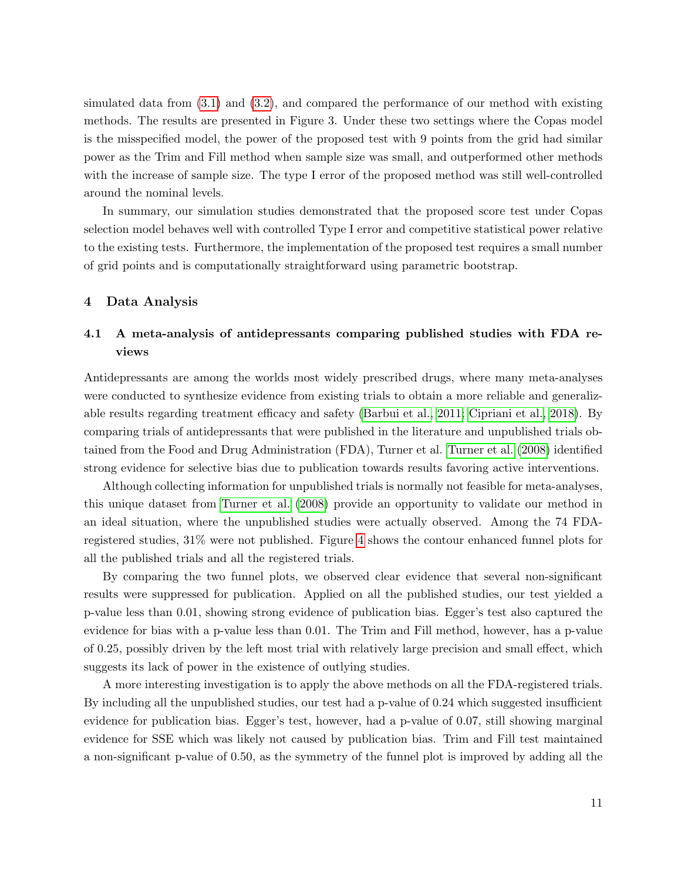simulated data from (3.1) and (3.2), and compared the performance of our method with existing methods. The results are presented in Figure 3. Under these two settings where the Copas model is the misspecified model, the power of the proposed test with 9 points from the grid had similar power as the Trim and Fill method when sample size was small, and outperformed other methods with the increase of sample size. The type I error of the proposed method was still well-controlled around the nominal levels.

In summary, our simulation studies demonstrated that the proposed score test under Copas selection model behaves well with controlled Type I error and competitive statistical power relative to the existing tests. Furthermore, the implementation of the proposed test requires a small number of grid points and is computationally straightforward using parametric bootstrap.

## 4 Data Analysis

### 4.1 A meta-analysis of antidepressants comparing published studies with FDA reviews

Antidepressants are among the worlds most widely prescribed drugs, where many meta-analyses were conducted to synthesize evidence from existing trials to obtain a more reliable and generalizable results regarding treatment efficacy and safety (Barbui et al., 2011; Cipriani et al., 2018). By comparing trials of antidepressants that were published in the literature and unpublished trials obtained from the Food and Drug Administration (FDA), Turner et al. Turner et al. (2008) identified strong evidence for selective bias due to publication towards results favoring active interventions.

Although collecting information for unpublished trials is normally not feasible for meta-analyses, this unique dataset from Turner et al. (2008) provide an opportunity to validate our method in an ideal situation, where the unpublished studies were actually observed. Among the 74 FDA-registered studies, 31% were not published. Figure 4 shows the contour enhanced funnel plots for all the published trials and all the registered trials.

By comparing the two funnel plots, we observed clear evidence that several non-significant results were suppressed for publication. Applied on all the published studies, our test yielded a p-value less than 0.01, showing strong evidence of publication bias. Egger's test also captured the evidence for bias with a p-value less than 0.01. The Trim and Fill method, however, has a p-value of 0.25, possibly driven by the left most trial with relatively large precision and small effect, which suggests its lack of power in the existence of outlying studies.

A more interesting investigation is to apply the above methods on all the FDA-registered trials. By including all the unpublished studies, our test had a p-value of 0.24 which suggested insufficient evidence for publication bias. Egger's test, however, had a p-value of 0.07, still showing marginal evidence for SSE which was likely not caused by publication bias. Trim and Fill test maintained a non-significant p-value of 0.50, as the symmetry of the funnel plot is improved by adding all the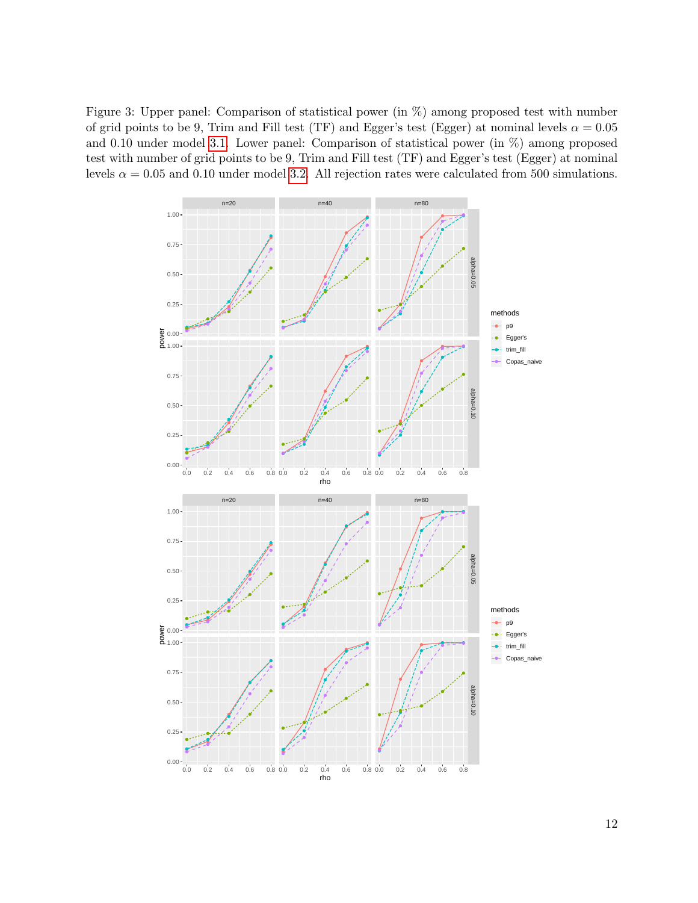Figure 3: Upper panel: Comparison of statistical power (in %) among proposed test with number of grid points to be 9, Trim and Fill test (TF) and Egger's test (Egger) at nominal levels $\alpha = 0.05$ and 0.10 under model 3.1. Lower panel: Comparison of statistical power (in %) among proposed test with number of grid points to be 9, Trim and Fill test (TF) and Egger's test (Egger) at nominal levels $\alpha = 0.05$ and 0.10 under model 3.2. All rejection rates were calculated from 500 simulations.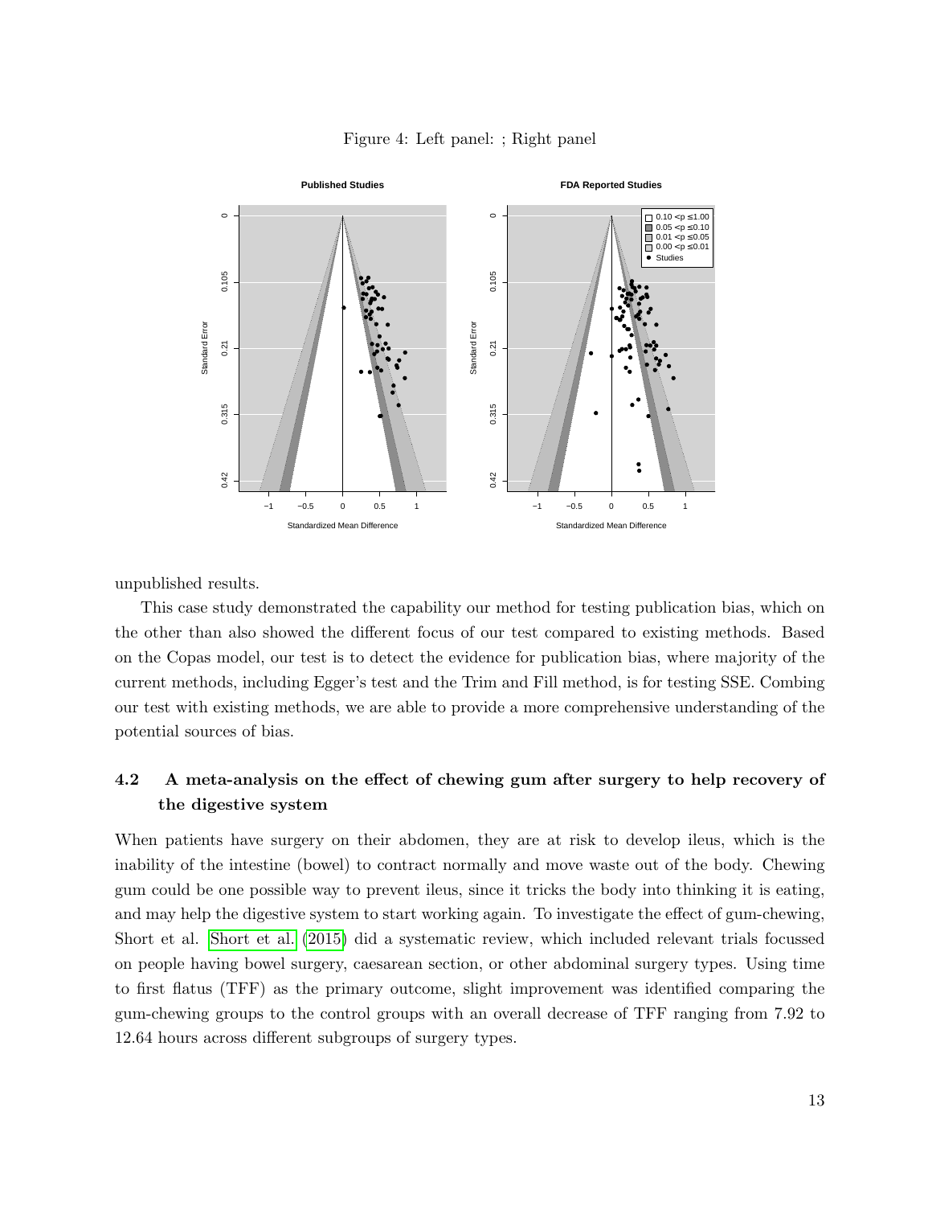Figure 4: Left panel: ; Right panel

unpublished results.

This case study demonstrated the capability our method for testing publication bias, which on the other than also showed the different focus of our test compared to existing methods. Based on the Copas model, our test is to detect the evidence for publication bias, where majority of the current methods, including Egger's test and the Trim and Fill method, is for testing SSE. Combing our test with existing methods, we are able to provide a more comprehensive understanding of the potential sources of bias.

## 4.2 A meta-analysis on the effect of chewing gum after surgery to help recovery of the digestive system

When patients have surgery on their abdomen, they are at risk to develop ileus, which is the inability of the intestine (bowel) to contract normally and move waste out of the body. Chewing gum could be one possible way to prevent ileus, since it tricks the body into thinking it is eating, and may help the digestive system to start working again. To investigate the effect of gum-chewing, Short et al. Short et al. (2015) did a systematic review, which included relevant trials focussed on people having bowel surgery, caesarean section, or other abdominal surgery types. Using time to first flatus (TFF) as the primary outcome, slight improvement was identified comparing the gum-chewing groups to the control groups with an overall decrease of TFF ranging from 7.92 to 12.64 hours across different subgroups of surgery types.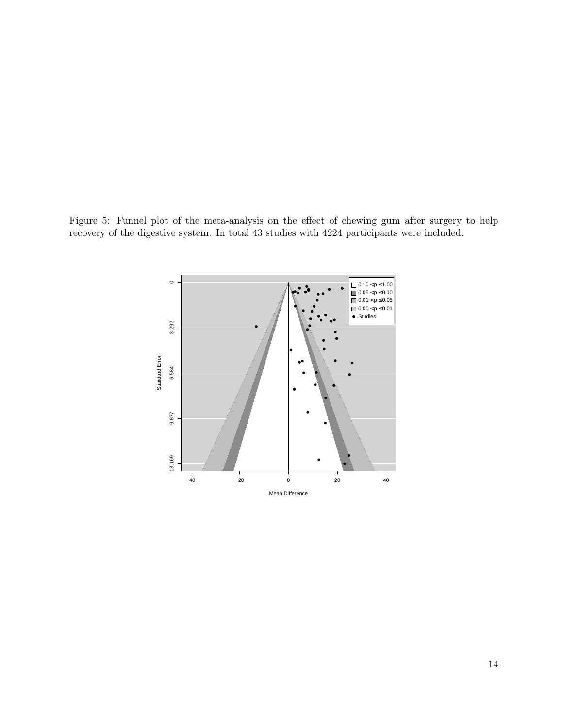Figure 5: Funnel plot of the meta-analysis on the effect of chewing gum after surgery to help recovery of the digestive system. In total 43 studies with 4224 participants were included.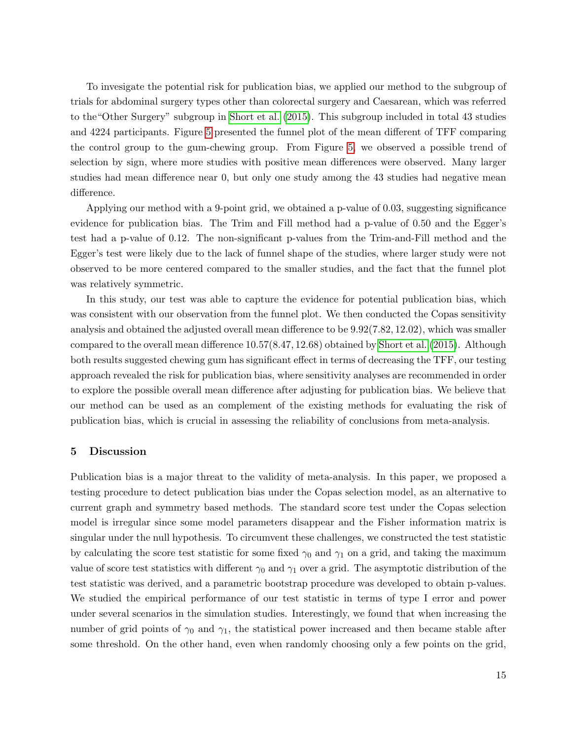To invesigate the potential risk for publication bias, we applied our method to the subgroup of trials for abdominal surgery types other than colorectal surgery and Caesarean, which was referred to the"Other Surgery" subgroup in Short et al. (2015). This subgroup included in total 43 studies and 4224 participants. Figure 5 presented the funnel plot of the mean different of TFF comparing the control group to the gum-chewing group. From Figure 5, we observed a possible trend of selection by sign, where more studies with positive mean differences were observed. Many larger studies had mean difference near 0, but only one study among the 43 studies had negative mean difference.

Applying our method with a 9-point grid, we obtained a p-value of 0.03, suggesting significance evidence for publication bias. The Trim and Fill method had a p-value of 0.50 and the Egger's test had a p-value of 0.12. The non-significant p-values from the Trim-and-Fill method and the Egger's test were likely due to the lack of funnel shape of the studies, where larger study were not observed to be more centered compared to the smaller studies, and the fact that the funnel plot was relatively symmetric.

In this study, our test was able to capture the evidence for potential publication bias, which was consistent with our observation from the funnel plot. We then conducted the Copas sensitivity analysis and obtained the adjusted overall mean difference to be $9.92(7.82, 12.02)$, which was smaller compared to the overall mean difference $10.57(8.47, 12.68)$ obtained by Short et al. (2015). Although both results suggested chewing gum has significant effect in terms of decreasing the TFF, our testing approach revealed the risk for publication bias, where sensitivity analyses are recommended in order to explore the possible overall mean difference after adjusting for publication bias. We believe that our method can be used as an complement of the existing methods for evaluating the risk of publication bias, which is crucial in assessing the reliability of conclusions from meta-analysis.

## 5 Discussion

Publication bias is a major threat to the validity of meta-analysis. In this paper, we proposed a testing procedure to detect publication bias under the Copas selection model, as an alternative to current graph and symmetry based methods. The standard score test under the Copas selection model is irregular since some model parameters disappear and the Fisher information matrix is singular under the null hypothesis. To circumvent these challenges, we constructed the test statistic by calculating the score test statistic for some fixed $\gamma_0$ and $\gamma_1$ on a grid, and taking the maximum value of score test statistics with different $\gamma_0$ and $\gamma_1$ over a grid. The asymptotic distribution of the test statistic was derived, and a parametric bootstrap procedure was developed to obtain p-values. We studied the empirical performance of our test statistic in terms of type I error and power under several scenarios in the simulation studies. Interestingly, we found that when increasing the number of grid points of $\gamma_0$ and $\gamma_1$, the statistical power increased and then became stable after some threshold. On the other hand, even when randomly choosing only a few points on the grid,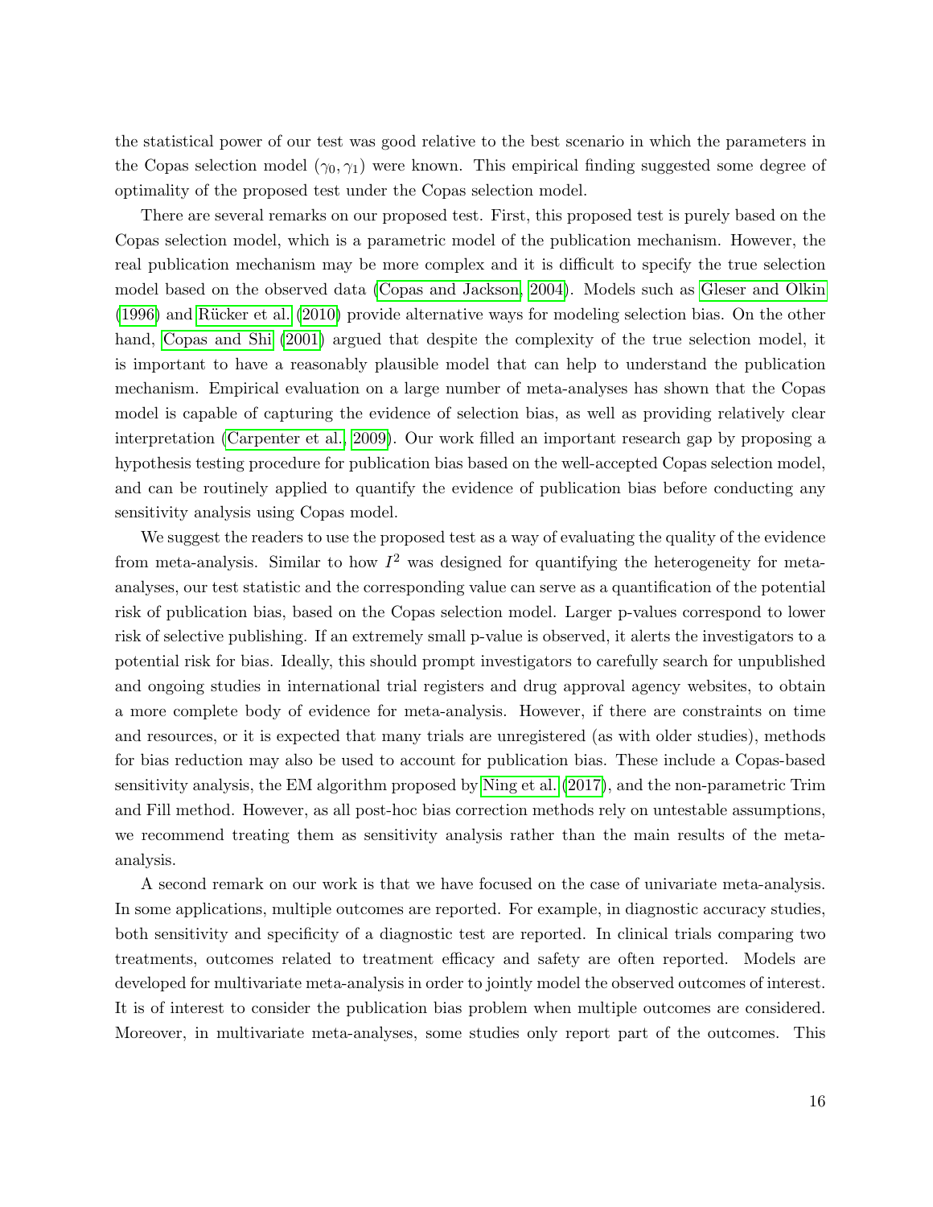the statistical power of our test was good relative to the best scenario in which the parameters in the Copas selection model $(\gamma_0, \gamma_1)$ were known. This empirical finding suggested some degree of optimality of the proposed test under the Copas selection model.

There are several remarks on our proposed test. First, this proposed test is purely based on the Copas selection model, which is a parametric model of the publication mechanism. However, the real publication mechanism may be more complex and it is difficult to specify the true selection model based on the observed data (Copas and Jackson, 2004). Models such as Gleser and Olkin (1996) and Rücker et al. (2010) provide alternative ways for modeling selection bias. On the other hand, Copas and Shi (2001) argued that despite the complexity of the true selection model, it is important to have a reasonably plausible model that can help to understand the publication mechanism. Empirical evaluation on a large number of meta-analyses has shown that the Copas model is capable of capturing the evidence of selection bias, as well as providing relatively clear interpretation (Carpenter et al., 2009). Our work filled an important research gap by proposing a hypothesis testing procedure for publication bias based on the well-accepted Copas selection model, and can be routinely applied to quantify the evidence of publication bias before conducting any sensitivity analysis using Copas model.

We suggest the readers to use the proposed test as a way of evaluating the quality of the evidence from meta-analysis. Similar to how $I^2$ was designed for quantifying the heterogeneity for meta-analyses, our test statistic and the corresponding value can serve as a quantification of the potential risk of publication bias, based on the Copas selection model. Larger p-values correspond to lower risk of selective publishing. If an extremely small p-value is observed, it alerts the investigators to a potential risk for bias. Ideally, this should prompt investigators to carefully search for unpublished and ongoing studies in international trial registers and drug approval agency websites, to obtain a more complete body of evidence for meta-analysis. However, if there are constraints on time and resources, or it is expected that many trials are unregistered (as with older studies), methods for bias reduction may also be used to account for publication bias. These include a Copas-based sensitivity analysis, the EM algorithm proposed by Ning et al. (2017), and the non-parametric Trim and Fill method. However, as all post-hoc bias correction methods rely on untestable assumptions, we recommend treating them as sensitivity analysis rather than the main results of the meta-analysis.

A second remark on our work is that we have focused on the case of univariate meta-analysis. In some applications, multiple outcomes are reported. For example, in diagnostic accuracy studies, both sensitivity and specificity of a diagnostic test are reported. In clinical trials comparing two treatments, outcomes related to treatment efficacy and safety are often reported. Models are developed for multivariate meta-analysis in order to jointly model the observed outcomes of interest. It is of interest to consider the publication bias problem when multiple outcomes are considered. Moreover, in multivariate meta-analyses, some studies only report part of the outcomes. This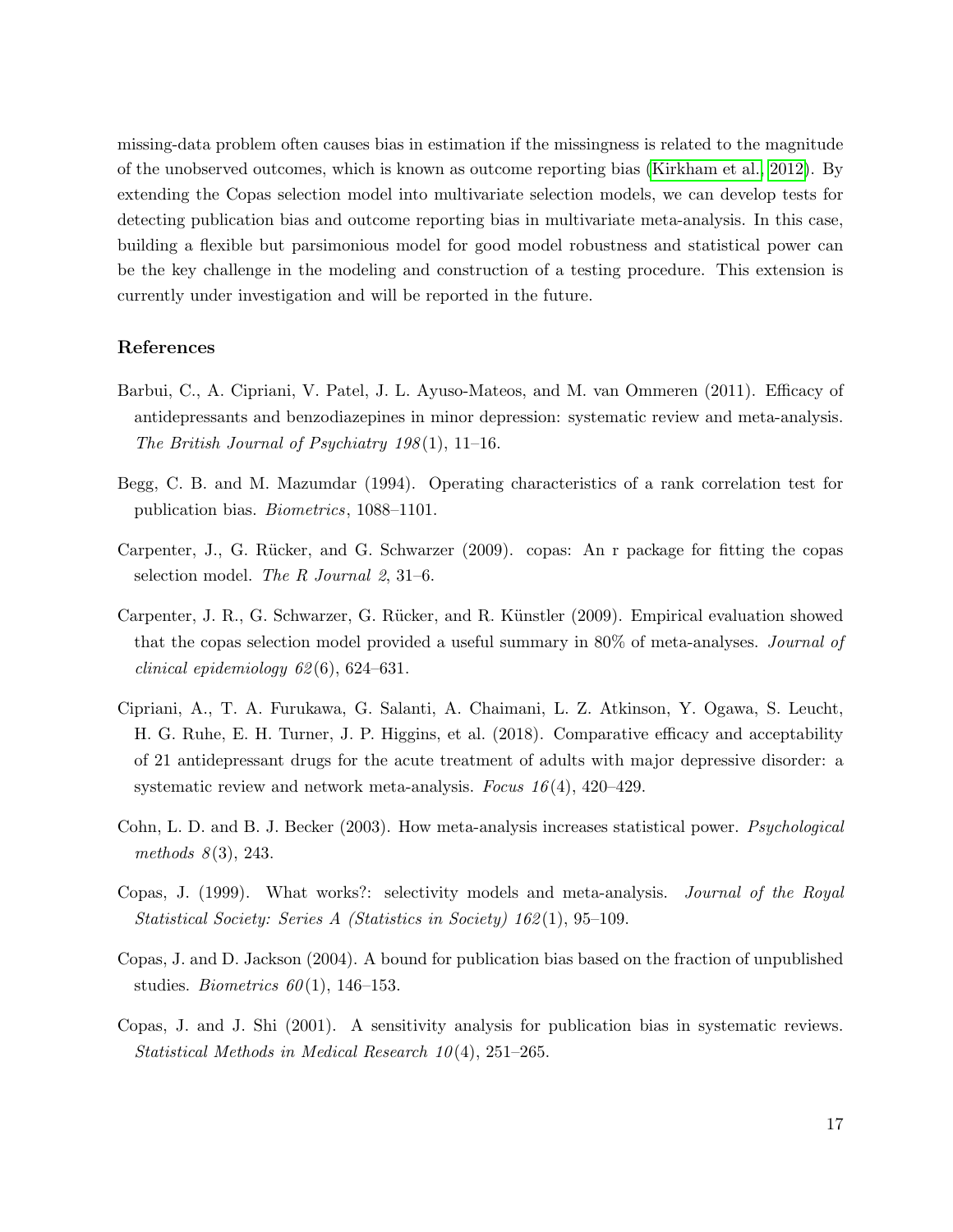missing-data problem often causes bias in estimation if the missingness is related to the magnitude of the unobserved outcomes, which is known as outcome reporting bias (Kirkham et al., 2012). By extending the Copas selection model into multivariate selection models, we can develop tests for detecting publication bias and outcome reporting bias in multivariate meta-analysis. In this case, building a flexible but parsimonious model for good model robustness and statistical power can be the key challenge in the modeling and construction of a testing procedure. This extension is currently under investigation and will be reported in the future.

## References

Barbui, C., A. Cipriani, V. Patel, J. L. Ayuso-Mateos, and M. van Ommeren (2011). Efficacy of antidepressants and benzodiazepines in minor depression: systematic review and meta-analysis. *The British Journal of Psychiatry 198*(1), 11–16.

Begg, C. B. and M. Mazumdar (1994). Operating characteristics of a rank correlation test for publication bias. *Biometrics*, 1088–1101.

Carpenter, J., G. Rücker, and G. Schwarzer (2009). copas: An r package for fitting the copas selection model. *The R Journal 2*, 31–6.

Carpenter, J. R., G. Schwarzer, G. Rücker, and R. Künstler (2009). Empirical evaluation showed that the copas selection model provided a useful summary in 80% of meta-analyses. *Journal of clinical epidemiology 62*(6), 624–631.

Cipriani, A., T. A. Furukawa, G. Salanti, A. Chaimani, L. Z. Atkinson, Y. Ogawa, S. Leucht, H. G. Ruhe, E. H. Turner, J. P. Higgins, et al. (2018). Comparative efficacy and acceptability of 21 antidepressant drugs for the acute treatment of adults with major depressive disorder: a systematic review and network meta-analysis. *Focus 16*(4), 420–429.

Cohn, L. D. and B. J. Becker (2003). How meta-analysis increases statistical power. *Psychological methods 8*(3), 243.

Copas, J. (1999). What works?: selectivity models and meta-analysis. *Journal of the Royal Statistical Society: Series A (Statistics in Society) 162*(1), 95–109.

Copas, J. and D. Jackson (2004). A bound for publication bias based on the fraction of unpublished studies. *Biometrics 60*(1), 146–153.

Copas, J. and J. Shi (2001). A sensitivity analysis for publication bias in systematic reviews. *Statistical Methods in Medical Research 10*(4), 251–265.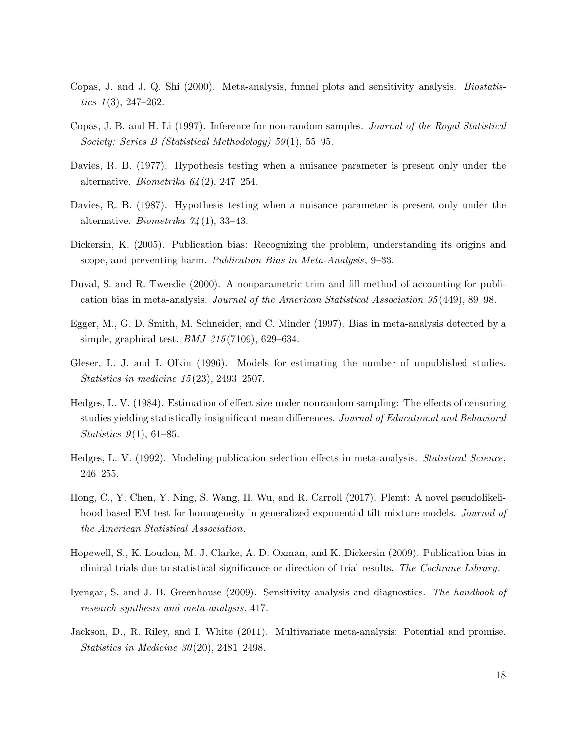Copas, J. and J. Q. Shi (2000). Meta-analysis, funnel plots and sensitivity analysis. *Biostatistics 1*(3), 247–262.

Copas, J. B. and H. Li (1997). Inference for non-random samples. *Journal of the Royal Statistical Society: Series B (Statistical Methodology) 59*(1), 55–95.

Davies, R. B. (1977). Hypothesis testing when a nuisance parameter is present only under the alternative. *Biometrika 64*(2), 247–254.

Davies, R. B. (1987). Hypothesis testing when a nuisance parameter is present only under the alternative. *Biometrika 74*(1), 33–43.

Dickersin, K. (2005). Publication bias: Recognizing the problem, understanding its origins and scope, and preventing harm. *Publication Bias in Meta-Analysis*, 9–33.

Duval, S. and R. Tweedie (2000). A nonparametric trim and fill method of accounting for publication bias in meta-analysis. *Journal of the American Statistical Association 95*(449), 89–98.

Egger, M., G. D. Smith, M. Schneider, and C. Minder (1997). Bias in meta-analysis detected by a simple, graphical test. *BMJ 315*(7109), 629–634.

Gleser, L. J. and I. Olkin (1996). Models for estimating the number of unpublished studies. *Statistics in medicine 15*(23), 2493–2507.

Hedges, L. V. (1984). Estimation of effect size under nonrandom sampling: The effects of censoring studies yielding statistically insignificant mean differences. *Journal of Educational and Behavioral Statistics 9*(1), 61–85.

Hedges, L. V. (1992). Modeling publication selection effects in meta-analysis. *Statistical Science*, 246–255.

Hong, C., Y. Chen, Y. Ning, S. Wang, H. Wu, and R. Carroll (2017). Plemt: A novel pseudolikelihood based EM test for homogeneity in generalized exponential tilt mixture models. *Journal of the American Statistical Association*.

Hopewell, S., K. Loudon, M. J. Clarke, A. D. Oxman, and K. Dickersin (2009). Publication bias in clinical trials due to statistical significance or direction of trial results. *The Cochrane Library*.

Iyengar, S. and J. B. Greenhouse (2009). Sensitivity analysis and diagnostics. *The handbook of research synthesis and meta-analysis*, 417.

Jackson, D., R. Riley, and I. White (2011). Multivariate meta-analysis: Potential and promise. *Statistics in Medicine 30*(20), 2481–2498.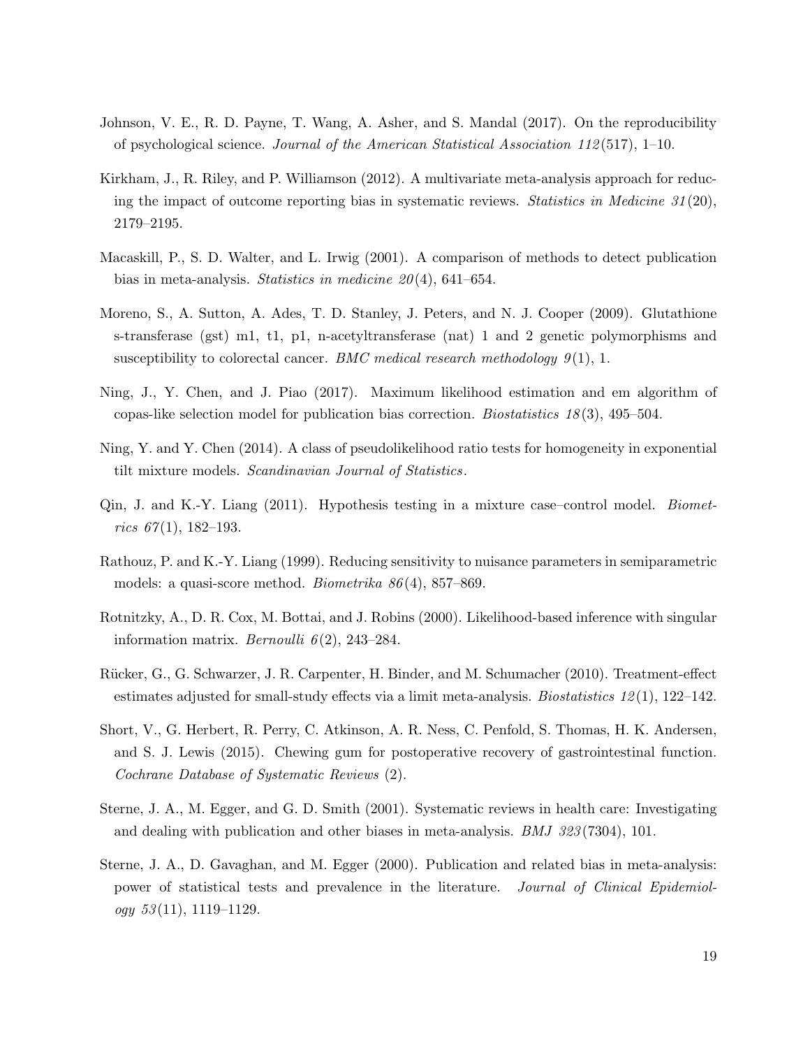Johnson, V. E., R. D. Payne, T. Wang, A. Asher, and S. Mandal (2017). On the reproducibility of psychological science. *Journal of the American Statistical Association 112*(517), 1–10.

Kirkham, J., R. Riley, and P. Williamson (2012). A multivariate meta-analysis approach for reducing the impact of outcome reporting bias in systematic reviews. *Statistics in Medicine 31*(20), 2179–2195.

Macaskill, P., S. D. Walter, and L. Irwig (2001). A comparison of methods to detect publication bias in meta-analysis. *Statistics in medicine 20*(4), 641–654.

Moreno, S., A. Sutton, A. Ades, T. D. Stanley, J. Peters, and N. J. Cooper (2009). Glutathione s-transferase (gst) m1, t1, p1, n-acetyltransferase (nat) 1 and 2 genetic polymorphisms and susceptibility to colorectal cancer. *BMC medical research methodology 9*(1), 1.

Ning, J., Y. Chen, and J. Piao (2017). Maximum likelihood estimation and em algorithm of copas-like selection model for publication bias correction. *Biostatistics 18*(3), 495–504.

Ning, Y. and Y. Chen (2014). A class of pseudolikelihood ratio tests for homogeneity in exponential tilt mixture models. *Scandinavian Journal of Statistics*.

Qin, J. and K.-Y. Liang (2011). Hypothesis testing in a mixture case–control model. *Biometrics 67*(1), 182–193.

Rathouz, P. and K.-Y. Liang (1999). Reducing sensitivity to nuisance parameters in semiparametric models: a quasi-score method. *Biometrika 86*(4), 857–869.

Rotnitzky, A., D. R. Cox, M. Bottai, and J. Robins (2000). Likelihood-based inference with singular information matrix. *Bernoulli 6*(2), 243–284.

Rücker, G., G. Schwarzer, J. R. Carpenter, H. Binder, and M. Schumacher (2010). Treatment-effect estimates adjusted for small-study effects via a limit meta-analysis. *Biostatistics 12*(1), 122–142.

Short, V., G. Herbert, R. Perry, C. Atkinson, A. R. Ness, C. Penfold, S. Thomas, H. K. Andersen, and S. J. Lewis (2015). Chewing gum for postoperative recovery of gastrointestinal function. *Cochrane Database of Systematic Reviews* (2).

Sterne, J. A., M. Egger, and G. D. Smith (2001). Systematic reviews in health care: Investigating and dealing with publication and other biases in meta-analysis. *BMJ 323*(7304), 101.

Sterne, J. A., D. Gavaghan, and M. Egger (2000). Publication and related bias in meta-analysis: power of statistical tests and prevalence in the literature. *Journal of Clinical Epidemiology 53*(11), 1119–1129.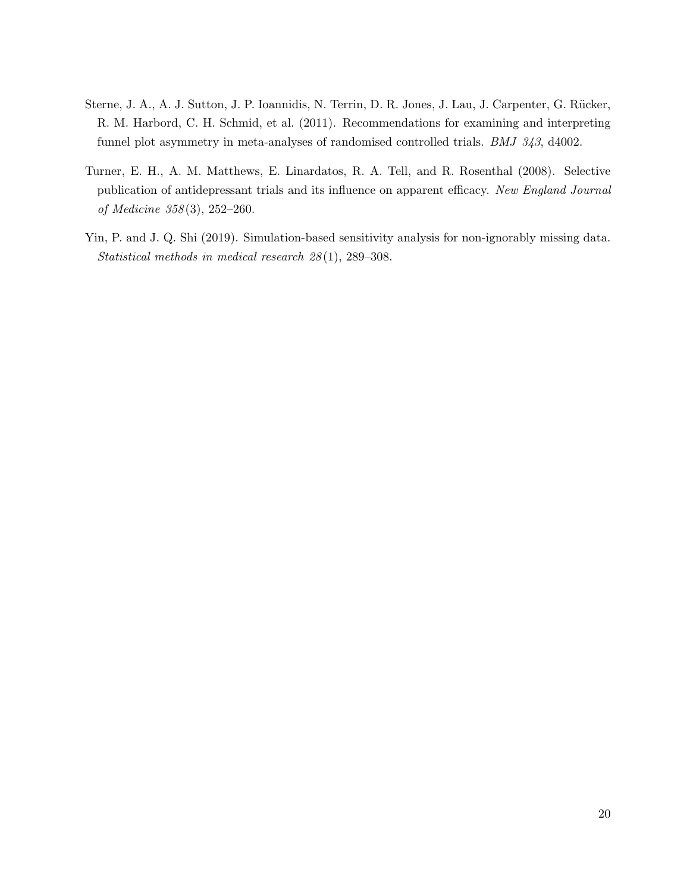Sterne, J. A., A. J. Sutton, J. P. Ioannidis, N. Terrin, D. R. Jones, J. Lau, J. Carpenter, G. Rücker, R. M. Harbord, C. H. Schmid, et al. (2011). Recommendations for examining and interpreting funnel plot asymmetry in meta-analyses of randomised controlled trials. *BMJ 343*, d4002.

Turner, E. H., A. M. Matthews, E. Linardatos, R. A. Tell, and R. Rosenthal (2008). Selective publication of antidepressant trials and its influence on apparent efficacy. *New England Journal of Medicine 358*(3), 252–260.

Yin, P. and J. Q. Shi (2019). Simulation-based sensitivity analysis for non-ignorably missing data. *Statistical methods in medical research 28*(1), 289–308.